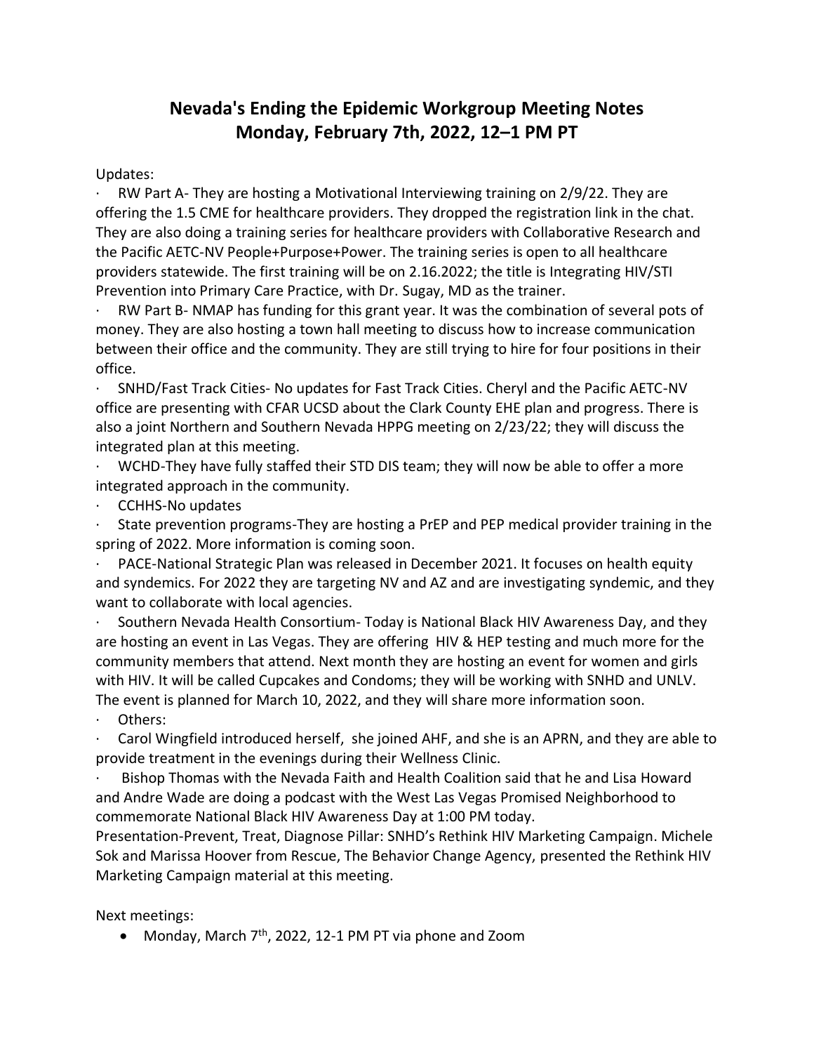# Nevada's Ending the Epidemic Workgroup Meeting Notes
## Monday, February 7th, 2022, 12–1 PM PT

Updates:

- RW Part A- They are hosting a Motivational Interviewing training on 2/9/22. They are offering the 1.5 CME for healthcare providers. They dropped the registration link in the chat. They are also doing a training series for healthcare providers with Collaborative Research and the Pacific AETC-NV People+Purpose+Power. The training series is open to all healthcare providers statewide. The first training will be on 2.16.2022; the title is Integrating HIV/STI Prevention into Primary Care Practice, with Dr. Sugay, MD as the trainer.
- RW Part B- NMAP has funding for this grant year. It was the combination of several pots of money. They are also hosting a town hall meeting to discuss how to increase communication between their office and the community. They are still trying to hire for four positions in their office.
- SNHD/Fast Track Cities- No updates for Fast Track Cities. Cheryl and the Pacific AETC-NV office are presenting with CFAR UCSD about the Clark County EHE plan and progress. There is also a joint Northern and Southern Nevada HPPG meeting on 2/23/22; they will discuss the integrated plan at this meeting.
- WCHD-They have fully staffed their STD DIS team; they will now be able to offer a more integrated approach in the community.
- CCHHS-No updates
- State prevention programs-They are hosting a PrEP and PEP medical provider training in the spring of 2022. More information is coming soon.
- PACE-National Strategic Plan was released in December 2021. It focuses on health equity and syndemics. For 2022 they are targeting NV and AZ and are investigating syndemic, and they want to collaborate with local agencies.
- Southern Nevada Health Consortium- Today is National Black HIV Awareness Day, and they are hosting an event in Las Vegas. They are offering HIV & HEP testing and much more for the community members that attend. Next month they are hosting an event for women and girls with HIV. It will be called Cupcakes and Condoms; they will be working with SNHD and UNLV. The event is planned for March 10, 2022, and they will share more information soon.
- Others:
- Carol Wingfield introduced herself, she joined AHF, and she is an APRN, and they are able to provide treatment in the evenings during their Wellness Clinic.
- Bishop Thomas with the Nevada Faith and Health Coalition said that he and Lisa Howard and Andre Wade are doing a podcast with the West Las Vegas Promised Neighborhood to commemorate National Black HIV Awareness Day at 1:00 PM today.

Presentation-Prevent, Treat, Diagnose Pillar: SNHD's Rethink HIV Marketing Campaign. Michele Sok and Marissa Hoover from Rescue, The Behavior Change Agency, presented the Rethink HIV Marketing Campaign material at this meeting.

Next meetings:

- Monday, March 7th, 2022, 12-1 PM PT via phone and Zoom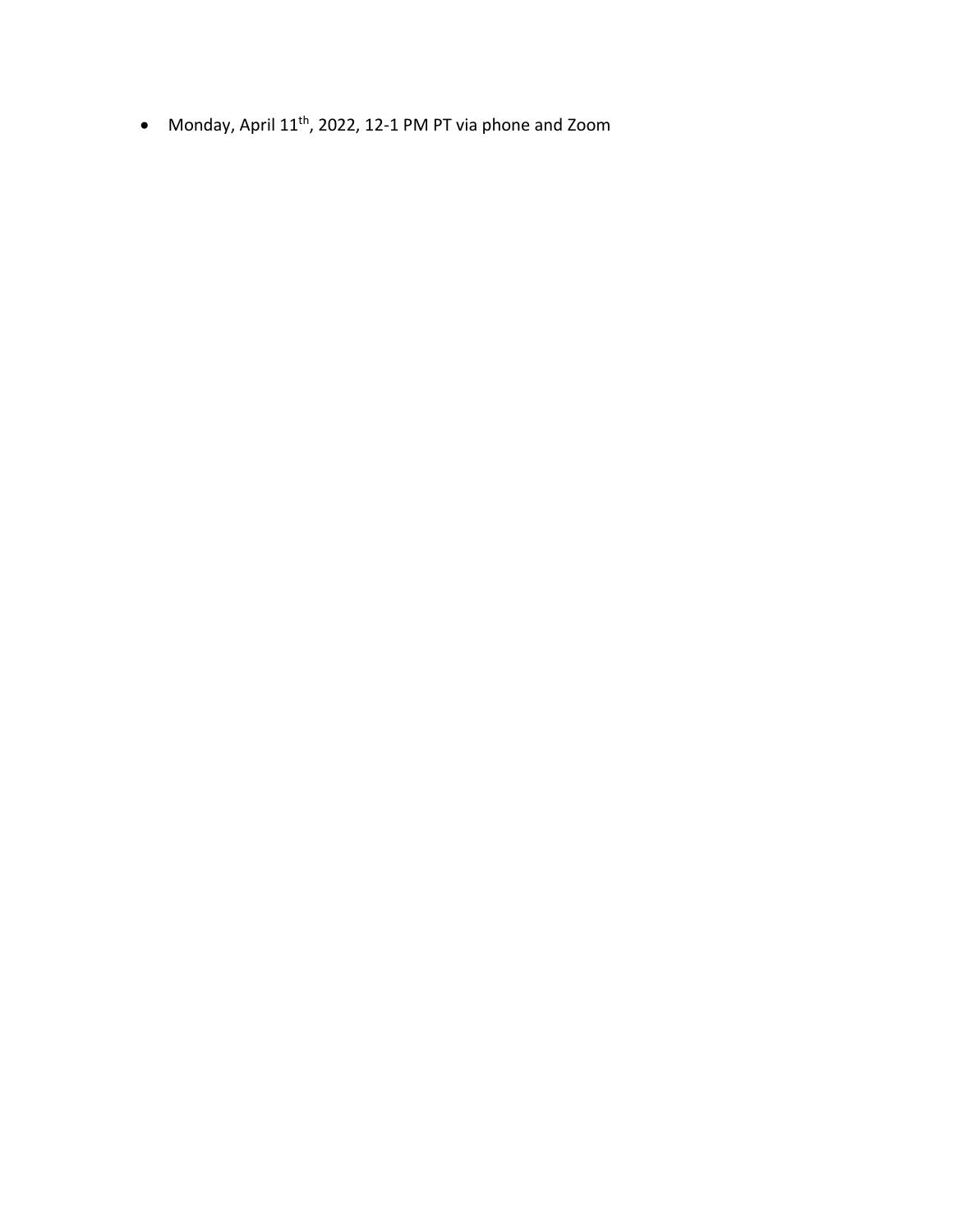- Monday, April 11th, 2022, 12-1 PM PT via phone and Zoom